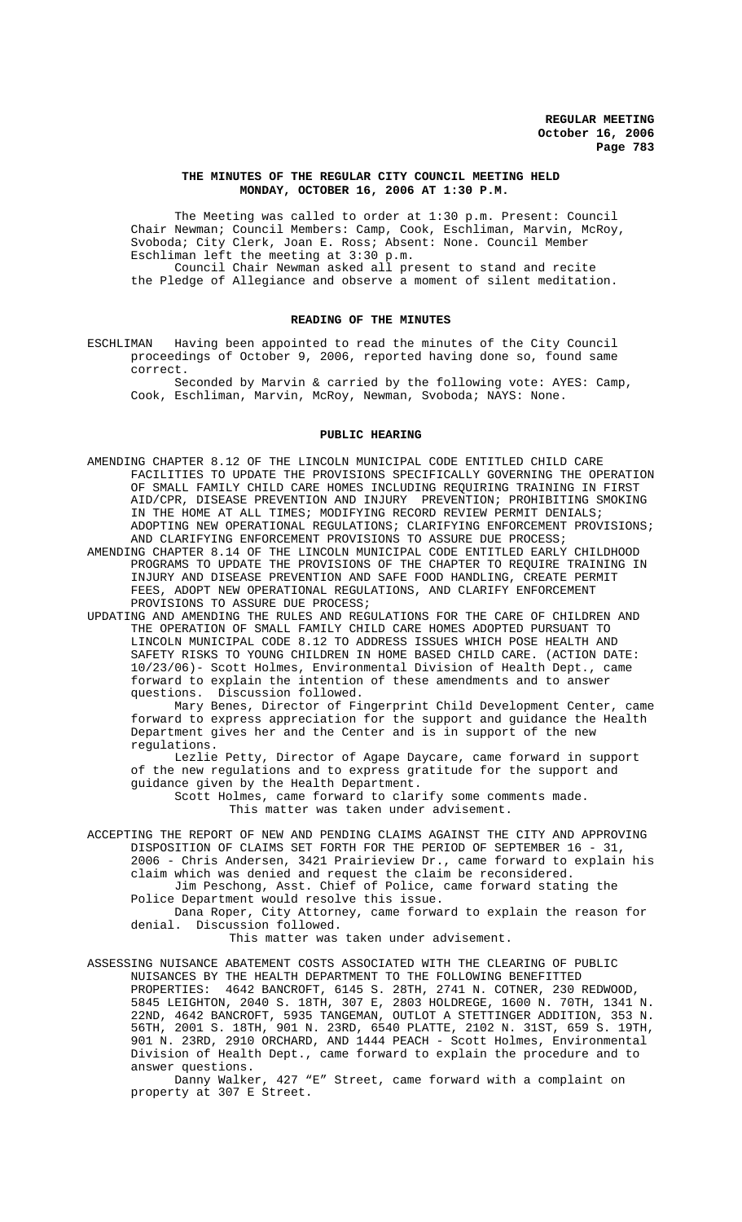**THE MINUTES OF THE REGULAR CITY COUNCIL MEETING HELD MONDAY, OCTOBER 16, 2006 AT 1:30 P.M.**

The Meeting was called to order at 1:30 p.m. Present: Council Chair Newman; Council Members: Camp, Cook, Eschliman, Marvin, McRoy, Svoboda; City Clerk, Joan E. Ross; Absent: None. Council Member Eschliman left the meeting at 3:30 p.m.

Council Chair Newman asked all present to stand and recite the Pledge of Allegiance and observe a moment of silent meditation.

**READING OF THE MINUTES**

ESCHLIMAN Having been appointed to read the minutes of the City Council proceedings of October 9, 2006, reported having done so, found same correct.

Seconded by Marvin & carried by the following vote: AYES: Camp, Cook, Eschliman, Marvin, McRoy, Newman, Svoboda; NAYS: None.

**PUBLIC HEARING**

AMENDING CHAPTER 8.12 OF THE LINCOLN MUNICIPAL CODE ENTITLED CHILD CARE FACILITIES TO UPDATE THE PROVISIONS SPECIFICALLY GOVERNING THE OPERATION OF SMALL FAMILY CHILD CARE HOMES INCLUDING REQUIRING TRAINING IN FIRST AID/CPR, DISEASE PREVENTION AND INJURY PREVENTION; PROHIBITING SMOKING IN THE HOME AT ALL TIMES; MODIFYING RECORD REVIEW PERMIT DENIALS; ADOPTING NEW OPERATIONAL REGULATIONS; CLARIFYING ENFORCEMENT PROVISIONS; AND CLARIFYING ENFORCEMENT PROVISIONS TO ASSURE DUE PROCESS;

AMENDING CHAPTER 8.14 OF THE LINCOLN MUNICIPAL CODE ENTITLED EARLY CHILDHOOD PROGRAMS TO UPDATE THE PROVISIONS OF THE CHAPTER TO REQUIRE TRAINING IN INJURY AND DISEASE PREVENTION AND SAFE FOOD HANDLING, CREATE PERMIT FEES, ADOPT NEW OPERATIONAL REGULATIONS, AND CLARIFY ENFORCEMENT PROVISIONS TO ASSURE DUE PROCESS;

UPDATING AND AMENDING THE RULES AND REGULATIONS FOR THE CARE OF CHILDREN AND THE OPERATION OF SMALL FAMILY CHILD CARE HOMES ADOPTED PURSUANT TO LINCOLN MUNICIPAL CODE 8.12 TO ADDRESS ISSUES WHICH POSE HEALTH AND SAFETY RISKS TO YOUNG CHILDREN IN HOME BASED CHILD CARE. (ACTION DATE: 10/23/06)- Scott Holmes, Environmental Division of Health Dept., came forward to explain the intention of these amendments and to answer questions. Discussion followed.

Mary Benes, Director of Fingerprint Child Development Center, came forward to express appreciation for the support and guidance the Health Department gives her and the Center and is in support of the new regulations.

Lezlie Petty, Director of Agape Daycare, came forward in support of the new regulations and to express gratitude for the support and guidance given by the Health Department.

Scott Holmes, came forward to clarify some comments made.

This matter was taken under advisement.

ACCEPTING THE REPORT OF NEW AND PENDING CLAIMS AGAINST THE CITY AND APPROVING DISPOSITION OF CLAIMS SET FORTH FOR THE PERIOD OF SEPTEMBER 16 - 31, 2006 - Chris Andersen, 3421 Prairieview Dr., came forward to explain his claim which was denied and request the claim be reconsidered.

Jim Peschong, Asst. Chief of Police, came forward stating the Police Department would resolve this issue.

Dana Roper, City Attorney, came forward to explain the reason for denial. Discussion followed.

This matter was taken under advisement.

ASSESSING NUISANCE ABATEMENT COSTS ASSOCIATED WITH THE CLEARING OF PUBLIC NUISANCES BY THE HEALTH DEPARTMENT TO THE FOLLOWING BENEFITTED PROPERTIES: 4642 BANCROFT, 6145 S. 28TH, 2741 N. COTNER, 230 REDWOOD, 5845 LEIGHTON, 2040 S. 18TH, 307 E, 2803 HOLDREGE, 1600 N. 70TH, 1341 N. 22ND, 4642 BANCROFT, 5935 TANGEMAN, OUTLOT A STETTINGER ADDITION, 353 N. 56TH, 2001 S. 18TH, 901 N. 23RD, 6540 PLATTE, 2102 N. 31ST, 659 S. 19TH, 901 N. 23RD, 2910 ORCHARD, AND 1444 PEACH - Scott Holmes, Environmental Division of Health Dept., came forward to explain the procedure and to answer questions.

Danny Walker, 427 "E" Street, came forward with a complaint on property at 307 E Street.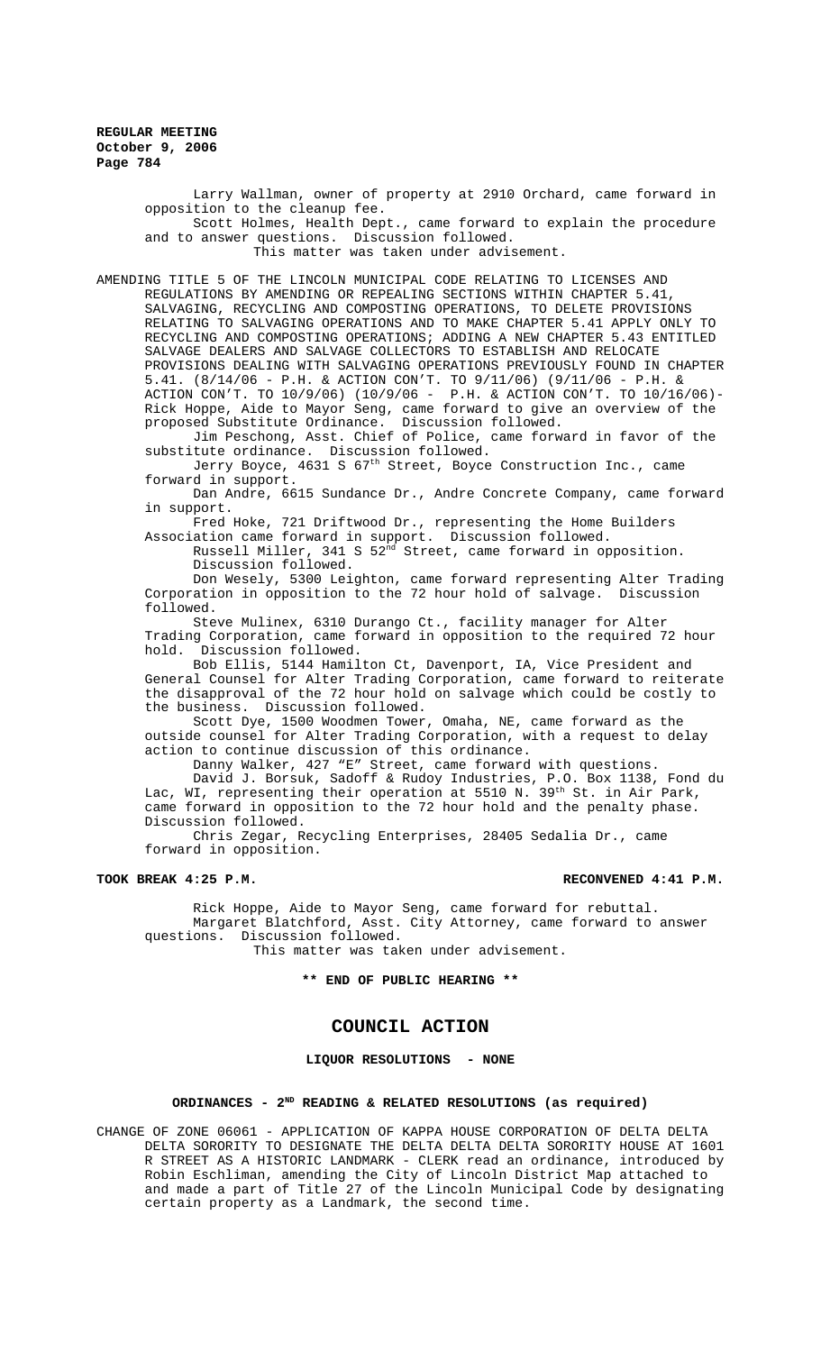Larry Wallman, owner of property at 2910 Orchard, came forward in opposition to the cleanup fee.

Scott Holmes, Health Dept., came forward to explain the procedure and to answer questions. Discussion followed.

This matter was taken under advisement.

AMENDING TITLE 5 OF THE LINCOLN MUNICIPAL CODE RELATING TO LICENSES AND REGULATIONS BY AMENDING OR REPEALING SECTIONS WITHIN CHAPTER 5.41, SALVAGING, RECYCLING AND COMPOSTING OPERATIONS, TO DELETE PROVISIONS RELATING TO SALVAGING OPERATIONS AND TO MAKE CHAPTER 5.41 APPLY ONLY TO RECYCLING AND COMPOSTING OPERATIONS; ADDING A NEW CHAPTER 5.43 ENTITLED SALVAGE DEALERS AND SALVAGE COLLECTORS TO ESTABLISH AND RELOCATE PROVISIONS DEALING WITH SALVAGING OPERATIONS PREVIOUSLY FOUND IN CHAPTER 5.41. (8/14/06 - P.H. & ACTION CON'T. TO 9/11/06) (9/11/06 - P.H. & ACTION CON'T. TO 10/9/06) (10/9/06 - P.H. & ACTION CON'T. TO 10/16/06)- Rick Hoppe, Aide to Mayor Seng, came forward to give an overview of the proposed Substitute Ordinance. Discussion followed.

Jim Peschong, Asst. Chief of Police, came forward in favor of the substitute ordinance. Discussion followed.

Jerry Boyce, 4631 S 67th Street, Boyce Construction Inc., came forward in support.

Dan Andre, 6615 Sundance Dr., Andre Concrete Company, came forward in support.

Fred Hoke, 721 Driftwood Dr., representing the Home Builders Association came forward in support. Discussion followed.

Russell Miller, 341 S 52nd Street, came forward in opposition. Discussion followed.

Don Wesely, 5300 Leighton, came forward representing Alter Trading Corporation in opposition to the 72 hour hold of salvage. Discussion followed.

Steve Mulinex, 6310 Durango Ct., facility manager for Alter Trading Corporation, came forward in opposition to the required 72 hour hold. Discussion followed.

Bob Ellis, 5144 Hamilton Ct, Davenport, IA, Vice President and General Counsel for Alter Trading Corporation, came forward to reiterate the disapproval of the 72 hour hold on salvage which could be costly to the business. Discussion followed.

Scott Dye, 1500 Woodmen Tower, Omaha, NE, came forward as the outside counsel for Alter Trading Corporation, with a request to delay action to continue discussion of this ordinance.

Danny Walker, 427 "E" Street, came forward with questions.

David J. Borsuk, Sadoff & Rudoy Industries, P.O. Box 1138, Fond du Lac, WI, representing their operation at 5510 N. 39th St. in Air Park, came forward in opposition to the 72 hour hold and the penalty phase. Discussion followed.

Chris Zegar, Recycling Enterprises, 28405 Sedalia Dr., came forward in opposition.

**TOOK BREAK 4:25 P.M.** **RECONVENED 4:41 P.M.**

Rick Hoppe, Aide to Mayor Seng, came forward for rebuttal.

Margaret Blatchford, Asst. City Attorney, came forward to answer questions. Discussion followed.

This matter was taken under advisement.

**\*\* END OF PUBLIC HEARING \*\***

# COUNCIL ACTION

**LIQUOR RESOLUTIONS - NONE**

**ORDINANCES - 2ND READING & RELATED RESOLUTIONS (as required)**

CHANGE OF ZONE 06061 - APPLICATION OF KAPPA HOUSE CORPORATION OF DELTA DELTA DELTA SORORITY TO DESIGNATE THE DELTA DELTA DELTA SORORITY HOUSE AT 1601 R STREET AS A HISTORIC LANDMARK - CLERK read an ordinance, introduced by Robin Eschliman, amending the City of Lincoln District Map attached to and made a part of Title 27 of the Lincoln Municipal Code by designating certain property as a Landmark, the second time.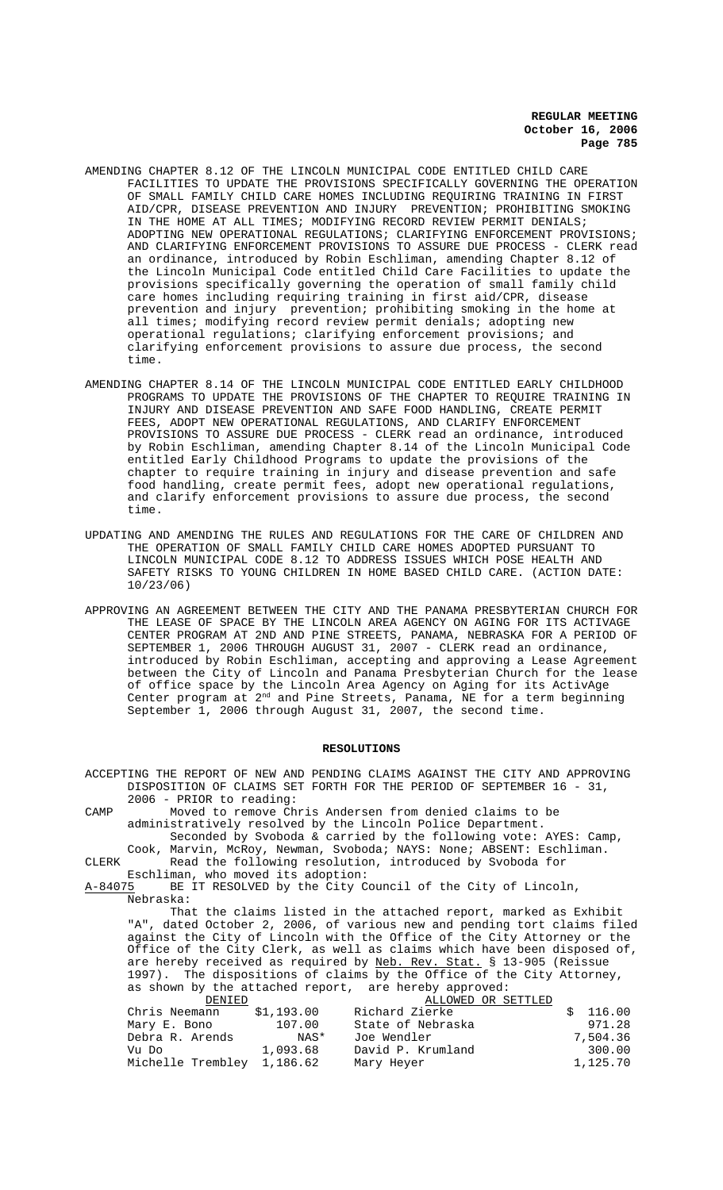AMENDING CHAPTER 8.12 OF THE LINCOLN MUNICIPAL CODE ENTITLED CHILD CARE FACILITIES TO UPDATE THE PROVISIONS SPECIFICALLY GOVERNING THE OPERATION OF SMALL FAMILY CHILD CARE HOMES INCLUDING REQUIRING TRAINING IN FIRST AID/CPR, DISEASE PREVENTION AND INJURY PREVENTION; PROHIBITING SMOKING IN THE HOME AT ALL TIMES; MODIFYING RECORD REVIEW PERMIT DENIALS; ADOPTING NEW OPERATIONAL REGULATIONS; CLARIFYING ENFORCEMENT PROVISIONS; AND CLARIFYING ENFORCEMENT PROVISIONS TO ASSURE DUE PROCESS - CLERK read an ordinance, introduced by Robin Eschliman, amending Chapter 8.12 of the Lincoln Municipal Code entitled Child Care Facilities to update the provisions specifically governing the operation of small family child care homes including requiring training in first aid/CPR, disease prevention and injury prevention; prohibiting smoking in the home at all times; modifying record review permit denials; adopting new operational regulations; clarifying enforcement provisions; and clarifying enforcement provisions to assure due process, the second time.

AMENDING CHAPTER 8.14 OF THE LINCOLN MUNICIPAL CODE ENTITLED EARLY CHILDHOOD PROGRAMS TO UPDATE THE PROVISIONS OF THE CHAPTER TO REQUIRE TRAINING IN INJURY AND DISEASE PREVENTION AND SAFE FOOD HANDLING, CREATE PERMIT FEES, ADOPT NEW OPERATIONAL REGULATIONS, AND CLARIFY ENFORCEMENT PROVISIONS TO ASSURE DUE PROCESS - CLERK read an ordinance, introduced by Robin Eschliman, amending Chapter 8.14 of the Lincoln Municipal Code entitled Early Childhood Programs to update the provisions of the chapter to require training in injury and disease prevention and safe food handling, create permit fees, adopt new operational regulations, and clarify enforcement provisions to assure due process, the second time.

UPDATING AND AMENDING THE RULES AND REGULATIONS FOR THE CARE OF CHILDREN AND THE OPERATION OF SMALL FAMILY CHILD CARE HOMES ADOPTED PURSUANT TO LINCOLN MUNICIPAL CODE 8.12 TO ADDRESS ISSUES WHICH POSE HEALTH AND SAFETY RISKS TO YOUNG CHILDREN IN HOME BASED CHILD CARE. (ACTION DATE: 10/23/06)

APPROVING AN AGREEMENT BETWEEN THE CITY AND THE PANAMA PRESBYTERIAN CHURCH FOR THE LEASE OF SPACE BY THE LINCOLN AREA AGENCY ON AGING FOR ITS ACTIVAGE CENTER PROGRAM AT 2ND AND PINE STREETS, PANAMA, NEBRASKA FOR A PERIOD OF SEPTEMBER 1, 2006 THROUGH AUGUST 31, 2007 - CLERK read an ordinance, introduced by Robin Eschliman, accepting and approving a Lease Agreement between the City of Lincoln and Panama Presbyterian Church for the lease of office space by the Lincoln Area Agency on Aging for its ActivAge Center program at 2nd and Pine Streets, Panama, NE for a term beginning September 1, 2006 through August 31, 2007, the second time.

## RESOLUTIONS

ACCEPTING THE REPORT OF NEW AND PENDING CLAIMS AGAINST THE CITY AND APPROVING DISPOSITION OF CLAIMS SET FORTH FOR THE PERIOD OF SEPTEMBER 16 - 31, 2006 - PRIOR to reading:

CAMP Moved to remove Chris Andersen from denied claims to be administratively resolved by the Lincoln Police Department.

Seconded by Svoboda & carried by the following vote: AYES: Camp, Cook, Marvin, McRoy, Newman, Svoboda; NAYS: None; ABSENT: Eschliman.

CLERK Read the following resolution, introduced by Svoboda for Eschliman, who moved its adoption:

A-84075 BE IT RESOLVED by the City Council of the City of Lincoln, Nebraska:

That the claims listed in the attached report, marked as Exhibit "A", dated October 2, 2006, of various new and pending tort claims filed against the City of Lincoln with the Office of the City Attorney or the Office of the City Clerk, as well as claims which have been disposed of, are hereby received as required by Neb. Rev. Stat. § 13-905 (Reissue 1997). The dispositions of claims by the Office of the City Attorney, as shown by the attached report, are hereby approved:

| DENIED | | ALLOWED OR SETTLED | |
|---|---|---|---|
| Chris Neemann | $1,193.00 | Richard Zierke | $ 116.00 |
| Mary E. Bono | 107.00 | State of Nebraska | 971.28 |
| Debra R. Arends | NAS* | Joe Wendler | 7,504.36 |
| Vu Do | 1,093.68 | David P. Krumland | 300.00 |
| Michelle Trembley | 1,186.62 | Mary Heyer | 1,125.70 |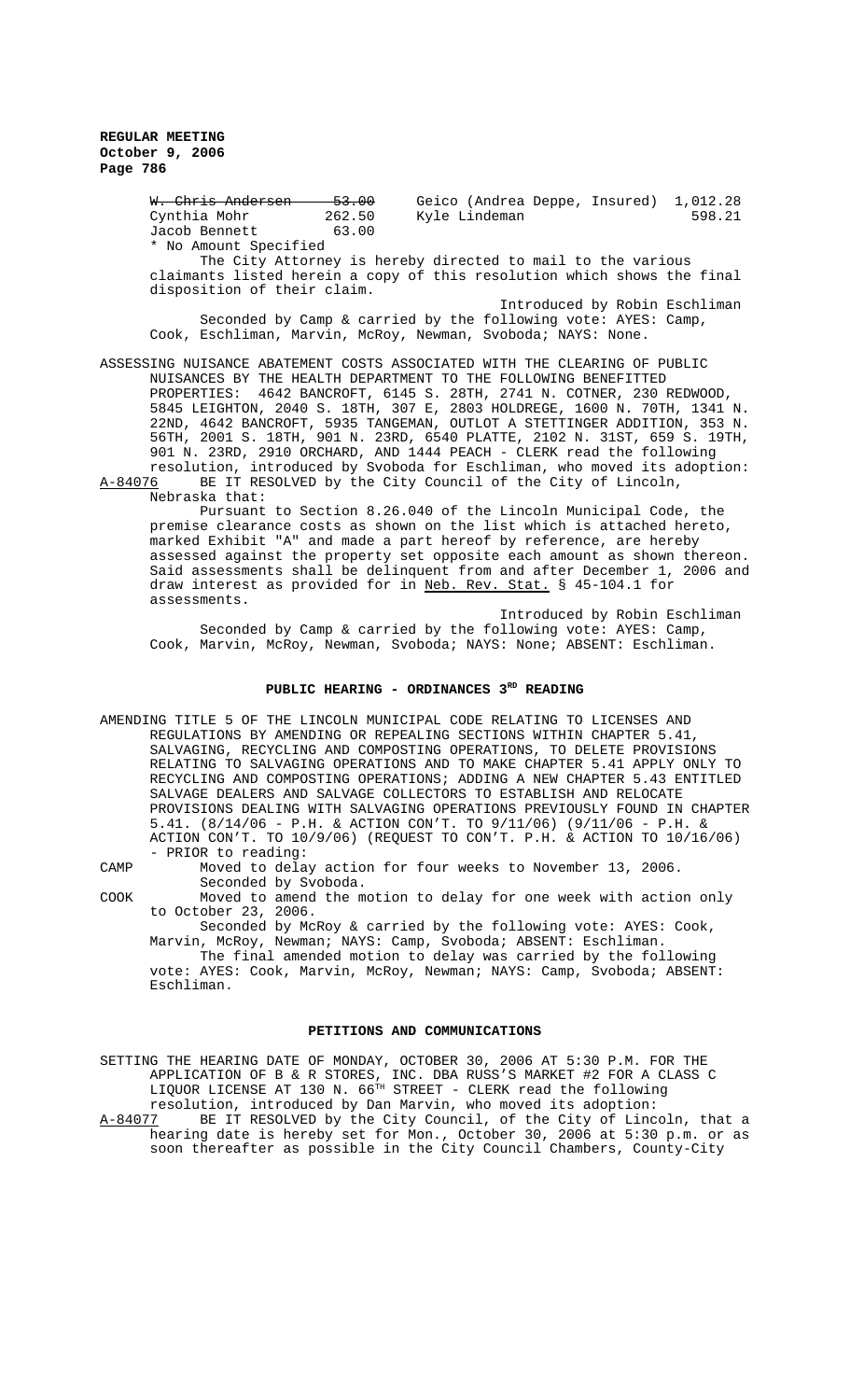~~W. Chris Andersen 53.00~~

| | | | |
|---|---|---|---|
| ~~W. Chris Andersen~~ | ~~53.00~~ | Geico (Andrea Deppe, Insured) | 1,012.28 |
| Cynthia Mohr | 262.50 | Kyle Lindeman | 598.21 |
| Jacob Bennett | 63.00 | | |

\* No Amount Specified

The City Attorney is hereby directed to mail to the various claimants listed herein a copy of this resolution which shows the final disposition of their claim.

Introduced by Robin Eschliman

Seconded by Camp & carried by the following vote: AYES: Camp, Cook, Eschliman, Marvin, McRoy, Newman, Svoboda; NAYS: None.

ASSESSING NUISANCE ABATEMENT COSTS ASSOCIATED WITH THE CLEARING OF PUBLIC NUISANCES BY THE HEALTH DEPARTMENT TO THE FOLLOWING BENEFITTED PROPERTIES: 4642 BANCROFT, 6145 S. 28TH, 2741 N. COTNER, 230 REDWOOD, 5845 LEIGHTON, 2040 S. 18TH, 307 E, 2803 HOLDREGE, 1600 N. 70TH, 1341 N. 22ND, 4642 BANCROFT, 5935 TANGEMAN, OUTLOT A STETTINGER ADDITION, 353 N. 56TH, 2001 S. 18TH, 901 N. 23RD, 6540 PLATTE, 2102 N. 31ST, 659 S. 19TH, 901 N. 23RD, 2910 ORCHARD, AND 1444 PEACH - CLERK read the following resolution, introduced by Svoboda for Eschliman, who moved its adoption:

A-84076 BE IT RESOLVED by the City Council of the City of Lincoln, Nebraska that:

Pursuant to Section 8.26.040 of the Lincoln Municipal Code, the premise clearance costs as shown on the list which is attached hereto, marked Exhibit "A" and made a part hereof by reference, are hereby assessed against the property set opposite each amount as shown thereon. Said assessments shall be delinquent from and after December 1, 2006 and draw interest as provided for in Neb. Rev. Stat. § 45-104.1 for assessments.

Introduced by Robin Eschliman

Seconded by Camp & carried by the following vote: AYES: Camp, Cook, Marvin, McRoy, Newman, Svoboda; NAYS: None; ABSENT: Eschliman.

## PUBLIC HEARING - ORDINANCES 3RD READING

AMENDING TITLE 5 OF THE LINCOLN MUNICIPAL CODE RELATING TO LICENSES AND REGULATIONS BY AMENDING OR REPEALING SECTIONS WITHIN CHAPTER 5.41, SALVAGING, RECYCLING AND COMPOSTING OPERATIONS, TO DELETE PROVISIONS RELATING TO SALVAGING OPERATIONS AND TO MAKE CHAPTER 5.41 APPLY ONLY TO RECYCLING AND COMPOSTING OPERATIONS; ADDING A NEW CHAPTER 5.43 ENTITLED SALVAGE DEALERS AND SALVAGE COLLECTORS TO ESTABLISH AND RELOCATE PROVISIONS DEALING WITH SALVAGING OPERATIONS PREVIOUSLY FOUND IN CHAPTER 5.41. (8/14/06 - P.H. & ACTION CON'T. TO 9/11/06) (9/11/06 - P.H. & ACTION CON'T. TO 10/9/06) (REQUEST TO CON'T. P.H. & ACTION TO 10/16/06) - PRIOR to reading:

CAMP Moved to delay action for four weeks to November 13, 2006.

Seconded by Svoboda.

COOK Moved to amend the motion to delay for one week with action only to October 23, 2006.

Seconded by McRoy & carried by the following vote: AYES: Cook, Marvin, McRoy, Newman; NAYS: Camp, Svoboda; ABSENT: Eschliman.

The final amended motion to delay was carried by the following vote: AYES: Cook, Marvin, McRoy, Newman; NAYS: Camp, Svoboda; ABSENT: Eschliman.

## PETITIONS AND COMMUNICATIONS

SETTING THE HEARING DATE OF MONDAY, OCTOBER 30, 2006 AT 5:30 P.M. FOR THE APPLICATION OF B & R STORES, INC. DBA RUSS'S MARKET #2 FOR A CLASS C LIQUOR LICENSE AT 130 N. 66TH STREET - CLERK read the following resolution, introduced by Dan Marvin, who moved its adoption:

A-84077 BE IT RESOLVED by the City Council, of the City of Lincoln, that a hearing date is hereby set for Mon., October 30, 2006 at 5:30 p.m. or as soon thereafter as possible in the City Council Chambers, County-City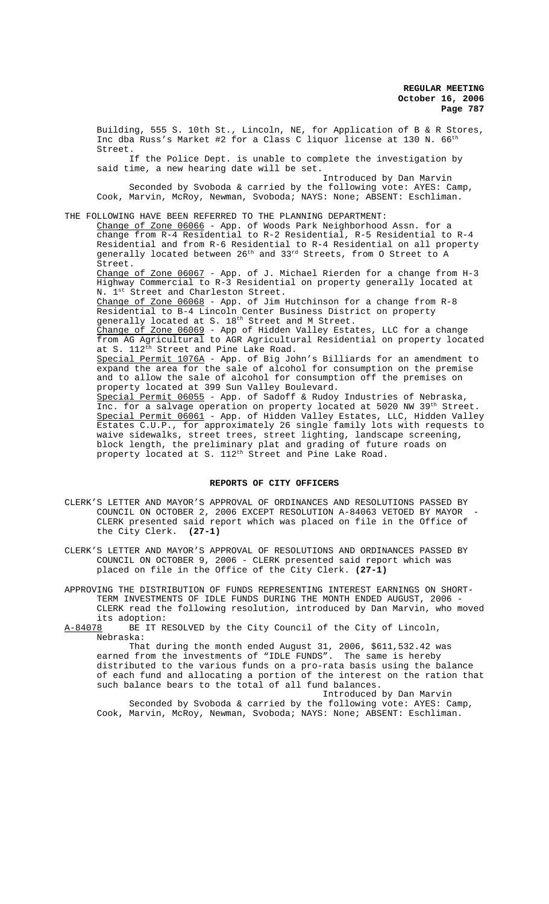Building, 555 S. 10th St., Lincoln, NE, for Application of B & R Stores, Inc dba Russ's Market #2 for a Class C liquor license at 130 N. 66th Street.

If the Police Dept. is unable to complete the investigation by said time, a new hearing date will be set.

Introduced by Dan Marvin

Seconded by Svoboda & carried by the following vote: AYES: Camp, Cook, Marvin, McRoy, Newman, Svoboda; NAYS: None; ABSENT: Eschliman.

THE FOLLOWING HAVE BEEN REFERRED TO THE PLANNING DEPARTMENT:

Change of Zone 06066 - App. of Woods Park Neighborhood Assn. for a change from R-4 Residential to R-2 Residential, R-5 Residential to R-4 Residential and from R-6 Residential to R-4 Residential on all property generally located between 26th and 33rd Streets, from O Street to A Street.

Change of Zone 06067 - App. of J. Michael Rierden for a change from H-3 Highway Commercial to R-3 Residential on property generally located at N. 1st Street and Charleston Street.

Change of Zone 06068 - App. of Jim Hutchinson for a change from R-8 Residential to B-4 Lincoln Center Business District on property generally located at S. 18th Street and M Street.

Change of Zone 06069 - App of Hidden Valley Estates, LLC for a change from AG Agricultural to AGR Agricultural Residential on property located at S. 112th Street and Pine Lake Road.

Special Permit 1076A - App. of Big John's Billiards for an amendment to expand the area for the sale of alcohol for consumption on the premise and to allow the sale of alcohol for consumption off the premises on property located at 399 Sun Valley Boulevard.

Special Permit 06055 - App. of Sadoff & Rudoy Industries of Nebraska, Inc. for a salvage operation on property located at 5020 NW 39th Street.

Special Permit 06061 - App. of Hidden Valley Estates, LLC, Hidden Valley Estates C.U.P., for approximately 26 single family lots with requests to waive sidewalks, street trees, street lighting, landscape screening, block length, the preliminary plat and grading of future roads on property located at S. 112th Street and Pine Lake Road.

## REPORTS OF CITY OFFICERS

CLERK'S LETTER AND MAYOR'S APPROVAL OF ORDINANCES AND RESOLUTIONS PASSED BY COUNCIL ON OCTOBER 2, 2006 EXCEPT RESOLUTION A-84063 VETOED BY MAYOR - CLERK presented said report which was placed on file in the Office of the City Clerk. **(27-1)**

CLERK'S LETTER AND MAYOR'S APPROVAL OF RESOLUTIONS AND ORDINANCES PASSED BY COUNCIL ON OCTOBER 9, 2006 - CLERK presented said report which was placed on file in the Office of the City Clerk. **(27-1)**

APPROVING THE DISTRIBUTION OF FUNDS REPRESENTING INTEREST EARNINGS ON SHORT-TERM INVESTMENTS OF IDLE FUNDS DURING THE MONTH ENDED AUGUST, 2006 - CLERK read the following resolution, introduced by Dan Marvin, who moved its adoption:

A-84078 BE IT RESOLVED by the City Council of the City of Lincoln, Nebraska:

That during the month ended August 31, 2006, $611,532.42 was earned from the investments of "IDLE FUNDS". The same is hereby distributed to the various funds on a pro-rata basis using the balance of each fund and allocating a portion of the interest on the ration that such balance bears to the total of all fund balances.

Introduced by Dan Marvin

Seconded by Svoboda & carried by the following vote: AYES: Camp, Cook, Marvin, McRoy, Newman, Svoboda; NAYS: None; ABSENT: Eschliman.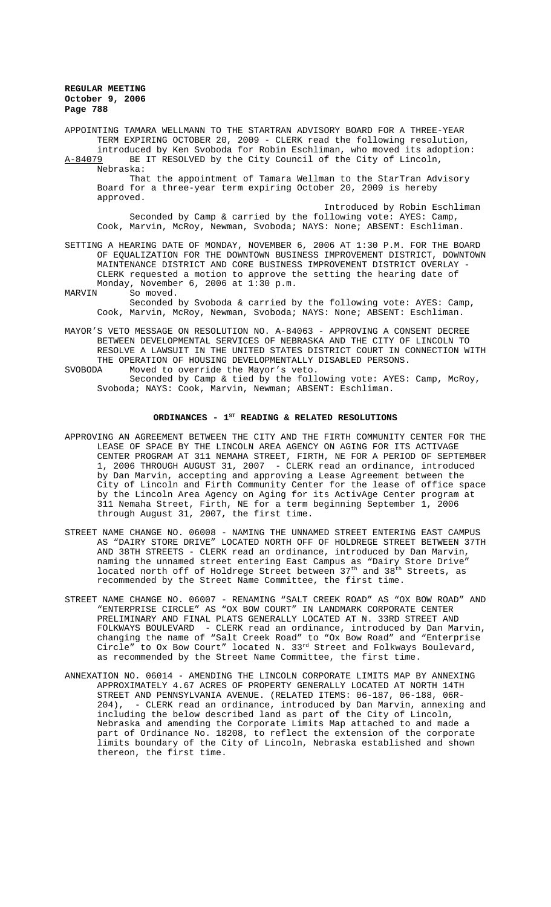APPOINTING TAMARA WELLMANN TO THE STARTRAN ADVISORY BOARD FOR A THREE-YEAR TERM EXPIRING OCTOBER 20, 2009 - CLERK read the following resolution, introduced by Ken Svoboda for Robin Eschliman, who moved its adoption:

A-84079 BE IT RESOLVED by the City Council of the City of Lincoln, Nebraska:

That the appointment of Tamara Wellman to the StarTran Advisory Board for a three-year term expiring October 20, 2009 is hereby approved.

Introduced by Robin Eschliman

Seconded by Camp & carried by the following vote: AYES: Camp, Cook, Marvin, McRoy, Newman, Svoboda; NAYS: None; ABSENT: Eschliman.

SETTING A HEARING DATE OF MONDAY, NOVEMBER 6, 2006 AT 1:30 P.M. FOR THE BOARD OF EQUALIZATION FOR THE DOWNTOWN BUSINESS IMPROVEMENT DISTRICT, DOWNTOWN MAINTENANCE DISTRICT AND CORE BUSINESS IMPROVEMENT DISTRICT OVERLAY - CLERK requested a motion to approve the setting the hearing date of Monday, November 6, 2006 at 1:30 p.m.

MARVIN So moved.

Seconded by Svoboda & carried by the following vote: AYES: Camp, Cook, Marvin, McRoy, Newman, Svoboda; NAYS: None; ABSENT: Eschliman.

MAYOR'S VETO MESSAGE ON RESOLUTION NO. A-84063 - APPROVING A CONSENT DECREE BETWEEN DEVELOPMENTAL SERVICES OF NEBRASKA AND THE CITY OF LINCOLN TO RESOLVE A LAWSUIT IN THE UNITED STATES DISTRICT COURT IN CONNECTION WITH THE OPERATION OF HOUSING DEVELOPMENTALLY DISABLED PERSONS.

SVOBODA Moved to override the Mayor's veto.

Seconded by Camp & tied by the following vote: AYES: Camp, McRoy, Svoboda; NAYS: Cook, Marvin, Newman; ABSENT: Eschliman.

## ORDINANCES - 1ST READING & RELATED RESOLUTIONS

APPROVING AN AGREEMENT BETWEEN THE CITY AND THE FIRTH COMMUNITY CENTER FOR THE LEASE OF SPACE BY THE LINCOLN AREA AGENCY ON AGING FOR ITS ACTIVAGE CENTER PROGRAM AT 311 NEMAHA STREET, FIRTH, NE FOR A PERIOD OF SEPTEMBER 1, 2006 THROUGH AUGUST 31, 2007 - CLERK read an ordinance, introduced by Dan Marvin, accepting and approving a Lease Agreement between the City of Lincoln and Firth Community Center for the lease of office space by the Lincoln Area Agency on Aging for its ActivAge Center program at 311 Nemaha Street, Firth, NE for a term beginning September 1, 2006 through August 31, 2007, the first time.

STREET NAME CHANGE NO. 06008 - NAMING THE UNNAMED STREET ENTERING EAST CAMPUS AS "DAIRY STORE DRIVE" LOCATED NORTH OFF OF HOLDREGE STREET BETWEEN 37TH AND 38TH STREETS - CLERK read an ordinance, introduced by Dan Marvin, naming the unnamed street entering East Campus as "Dairy Store Drive" located north off of Holdrege Street between 37th and 38th Streets, as recommended by the Street Name Committee, the first time.

STREET NAME CHANGE NO. 06007 - RENAMING "SALT CREEK ROAD" AS "OX BOW ROAD" AND "ENTERPRISE CIRCLE" AS "OX BOW COURT" IN LANDMARK CORPORATE CENTER PRELIMINARY AND FINAL PLATS GENERALLY LOCATED AT N. 33RD STREET AND FOLKWAYS BOULEVARD - CLERK read an ordinance, introduced by Dan Marvin, changing the name of "Salt Creek Road" to "Ox Bow Road" and "Enterprise Circle" to Ox Bow Court" located N. 33rd Street and Folkways Boulevard, as recommended by the Street Name Committee, the first time.

ANNEXATION NO. 06014 - AMENDING THE LINCOLN CORPORATE LIMITS MAP BY ANNEXING APPROXIMATELY 4.67 ACRES OF PROPERTY GENERALLY LOCATED AT NORTH 14TH STREET AND PENNSYLVANIA AVENUE. (RELATED ITEMS: 06-187, 06-188, 06R-204), - CLERK read an ordinance, introduced by Dan Marvin, annexing and including the below described land as part of the City of Lincoln, Nebraska and amending the Corporate Limits Map attached to and made a part of Ordinance No. 18208, to reflect the extension of the corporate limits boundary of the City of Lincoln, Nebraska established and shown thereon, the first time.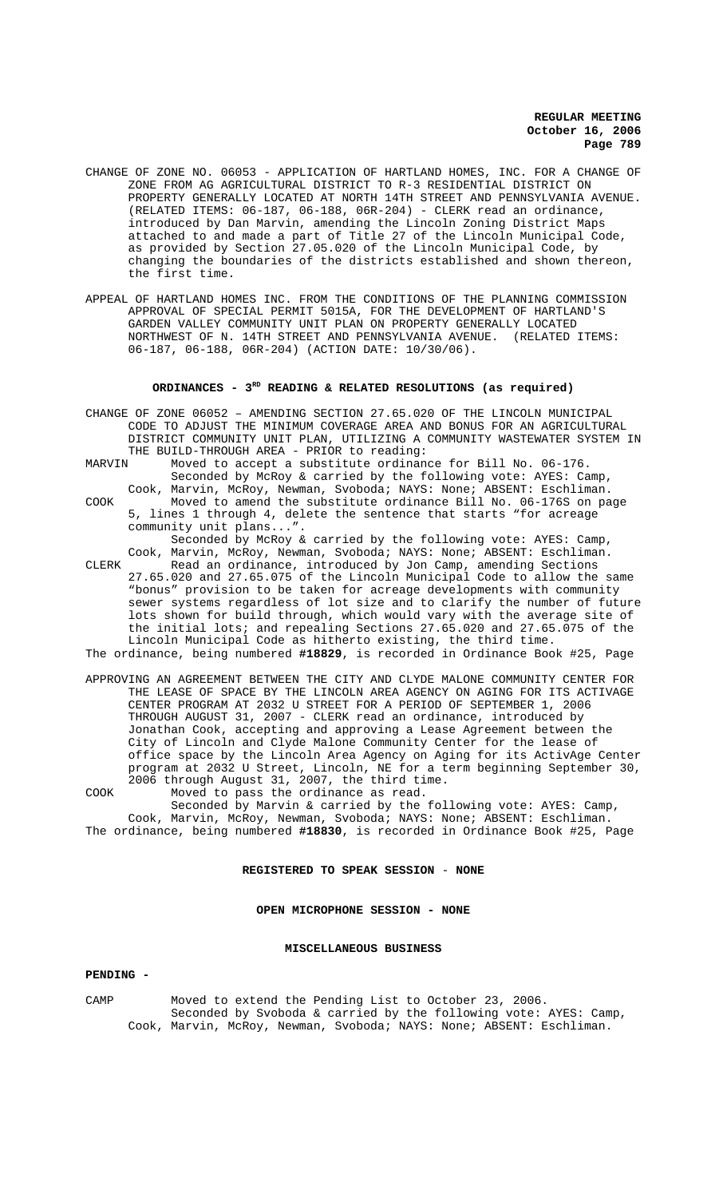CHANGE OF ZONE NO. 06053 - APPLICATION OF HARTLAND HOMES, INC. FOR A CHANGE OF ZONE FROM AG AGRICULTURAL DISTRICT TO R-3 RESIDENTIAL DISTRICT ON PROPERTY GENERALLY LOCATED AT NORTH 14TH STREET AND PENNSYLVANIA AVENUE. (RELATED ITEMS: 06-187, 06-188, 06R-204) - CLERK read an ordinance, introduced by Dan Marvin, amending the Lincoln Zoning District Maps attached to and made a part of Title 27 of the Lincoln Municipal Code, as provided by Section 27.05.020 of the Lincoln Municipal Code, by changing the boundaries of the districts established and shown thereon, the first time.

APPEAL OF HARTLAND HOMES INC. FROM THE CONDITIONS OF THE PLANNING COMMISSION APPROVAL OF SPECIAL PERMIT 5015A, FOR THE DEVELOPMENT OF HARTLAND'S GARDEN VALLEY COMMUNITY UNIT PLAN ON PROPERTY GENERALLY LOCATED NORTHWEST OF N. 14TH STREET AND PENNSYLVANIA AVENUE. (RELATED ITEMS: 06-187, 06-188, 06R-204) (ACTION DATE: 10/30/06).

## ORDINANCES - 3RD READING & RELATED RESOLUTIONS (as required)

CHANGE OF ZONE 06052 – AMENDING SECTION 27.65.020 OF THE LINCOLN MUNICIPAL CODE TO ADJUST THE MINIMUM COVERAGE AREA AND BONUS FOR AN AGRICULTURAL DISTRICT COMMUNITY UNIT PLAN, UTILIZING A COMMUNITY WASTEWATER SYSTEM IN THE BUILD-THROUGH AREA - PRIOR to reading:

MARVIN Moved to accept a substitute ordinance for Bill No. 06-176.
Seconded by McRoy & carried by the following vote: AYES: Camp, Cook, Marvin, McRoy, Newman, Svoboda; NAYS: None; ABSENT: Eschliman.

COOK Moved to amend the substitute ordinance Bill No. 06-176S on page 5, lines 1 through 4, delete the sentence that starts "for acreage community unit plans...".
Seconded by McRoy & carried by the following vote: AYES: Camp, Cook, Marvin, McRoy, Newman, Svoboda; NAYS: None; ABSENT: Eschliman.

CLERK Read an ordinance, introduced by Jon Camp, amending Sections 27.65.020 and 27.65.075 of the Lincoln Municipal Code to allow the same "bonus" provision to be taken for acreage developments with community sewer systems regardless of lot size and to clarify the number of future lots shown for build through, which would vary with the average site of the initial lots; and repealing Sections 27.65.020 and 27.65.075 of the Lincoln Municipal Code as hitherto existing, the third time.

The ordinance, being numbered **#18829**, is recorded in Ordinance Book #25, Page

APPROVING AN AGREEMENT BETWEEN THE CITY AND CLYDE MALONE COMMUNITY CENTER FOR THE LEASE OF SPACE BY THE LINCOLN AREA AGENCY ON AGING FOR ITS ACTIVAGE CENTER PROGRAM AT 2032 U STREET FOR A PERIOD OF SEPTEMBER 1, 2006 THROUGH AUGUST 31, 2007 - CLERK read an ordinance, introduced by Jonathan Cook, accepting and approving a Lease Agreement between the City of Lincoln and Clyde Malone Community Center for the lease of office space by the Lincoln Area Agency on Aging for its ActivAge Center program at 2032 U Street, Lincoln, NE for a term beginning September 30, 2006 through August 31, 2007, the third time.

COOK Moved to pass the ordinance as read.
Seconded by Marvin & carried by the following vote: AYES: Camp, Cook, Marvin, McRoy, Newman, Svoboda; NAYS: None; ABSENT: Eschliman.

The ordinance, being numbered **#18830**, is recorded in Ordinance Book #25, Page

## REGISTERED TO SPEAK SESSION - NONE

## OPEN MICROPHONE SESSION - NONE

## MISCELLANEOUS BUSINESS

**PENDING -**

CAMP Moved to extend the Pending List to October 23, 2006.
Seconded by Svoboda & carried by the following vote: AYES: Camp, Cook, Marvin, McRoy, Newman, Svoboda; NAYS: None; ABSENT: Eschliman.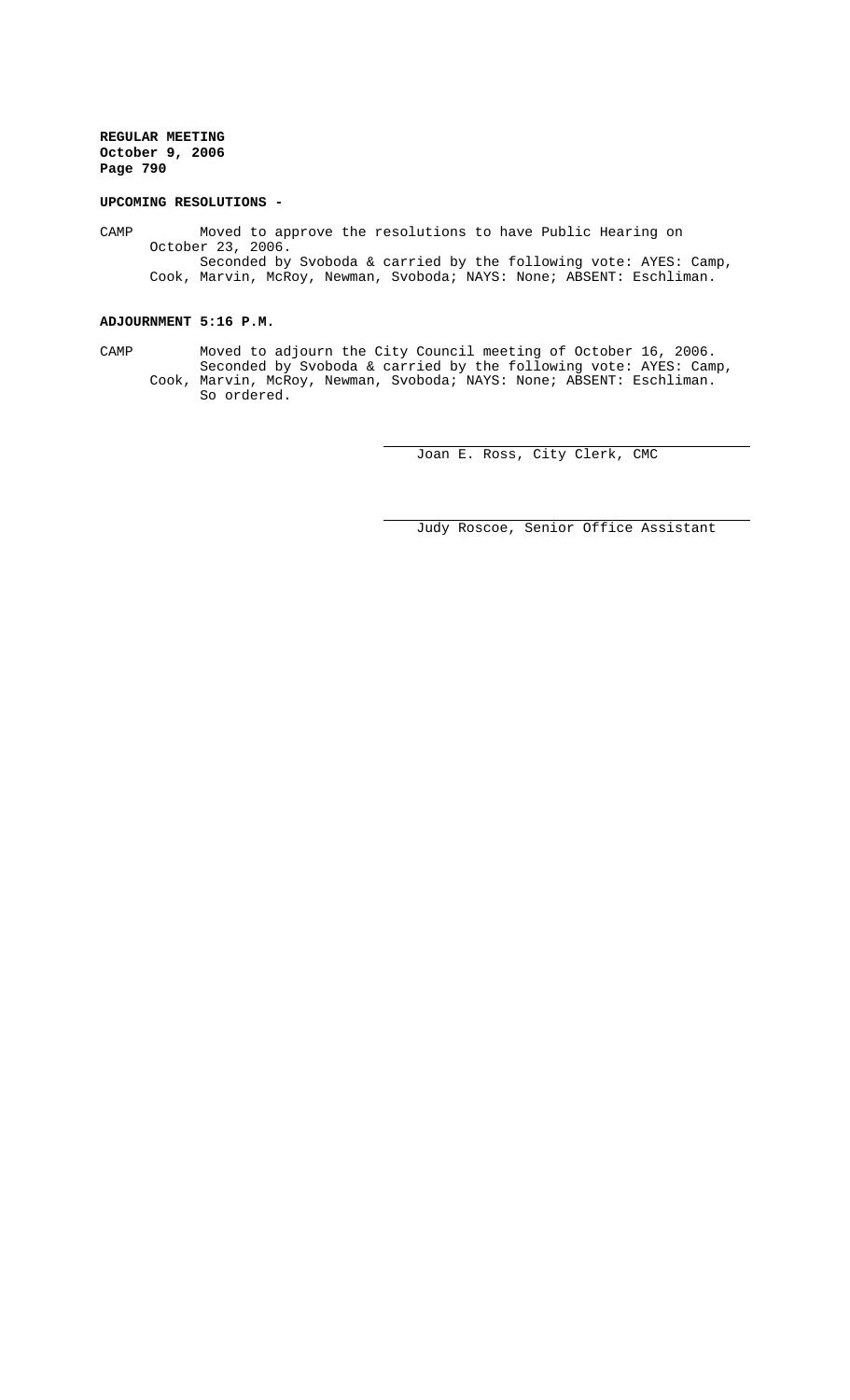**UPCOMING RESOLUTIONS -**

CAMP Moved to approve the resolutions to have Public Hearing on October 23, 2006.
Seconded by Svoboda & carried by the following vote: AYES: Camp, Cook, Marvin, McRoy, Newman, Svoboda; NAYS: None; ABSENT: Eschliman.

**ADJOURNMENT 5:16 P.M.**

CAMP Moved to adjourn the City Council meeting of October 16, 2006.
Seconded by Svoboda & carried by the following vote: AYES: Camp, Cook, Marvin, McRoy, Newman, Svoboda; NAYS: None; ABSENT: Eschliman.
So ordered.

Joan E. Ross, City Clerk, CMC

Judy Roscoe, Senior Office Assistant